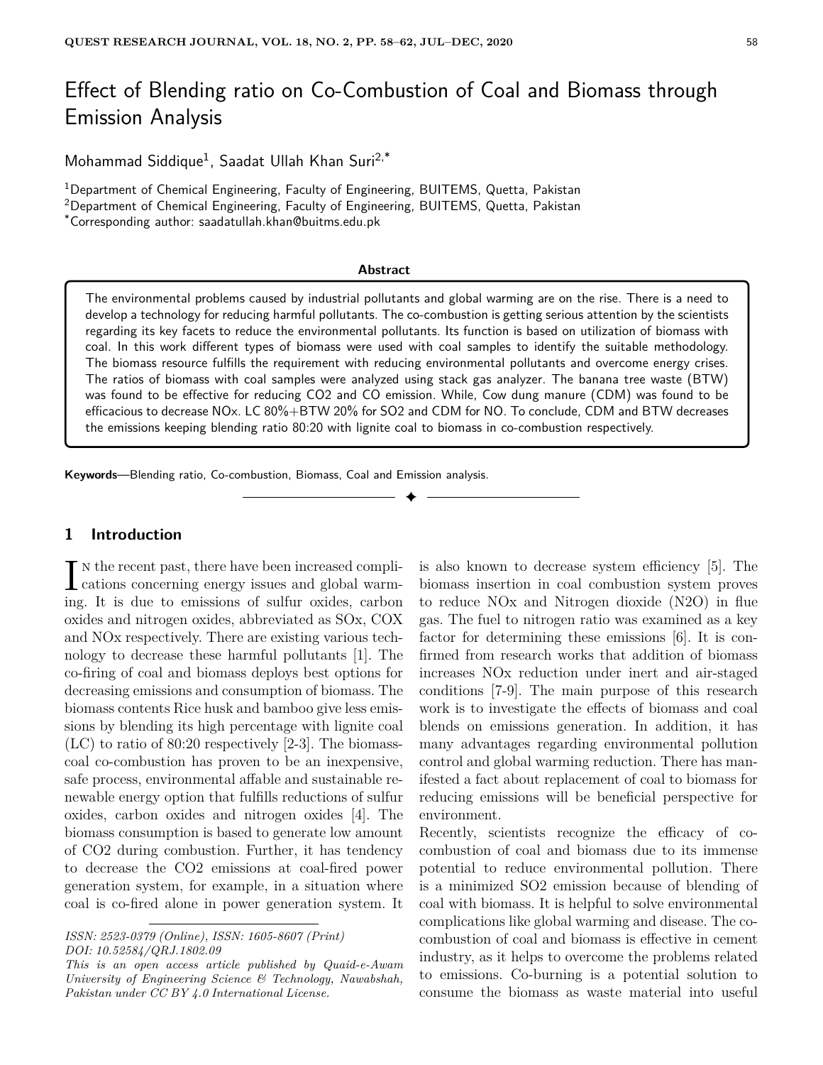# Effect of Blending ratio on Co-Combustion of Coal and Biomass through Emission Analysis

Mohammad Siddique[1], Saadat Ullah Khan Suri[2,*]

[1]Department of Chemical Engineering, Faculty of Engineering, BUITEMS, Quetta, Pakistan
[2]Department of Chemical Engineering, Faculty of Engineering, BUITEMS, Quetta, Pakistan
[*]Corresponding author: saadatullah.khan@buitms.edu.pk

**Abstract**

The environmental problems caused by industrial pollutants and global warming are on the rise. There is a need to develop a technology for reducing harmful pollutants. The co-combustion is getting serious attention by the scientists regarding its key facets to reduce the environmental pollutants. Its function is based on utilization of biomass with coal. In this work different types of biomass were used with coal samples to identify the suitable methodology. The biomass resource fulfills the requirement with reducing environmental pollutants and overcome energy crises. The ratios of biomass with coal samples were analyzed using stack gas analyzer. The banana tree waste (BTW) was found to be effective for reducing CO2 and CO emission. While, Cow dung manure (CDM) was found to be efficacious to decrease NOx. LC 80%+BTW 20% for SO2 and CDM for NO. To conclude, CDM and BTW decreases the emissions keeping blending ratio 80:20 with lignite coal to biomass in co-combustion respectively.

**Keywords**—Blending ratio, Co-combustion, Biomass, Coal and Emission analysis.

## 1 Introduction

In the recent past, there have been increased complications concerning energy issues and global warming. It is due to emissions of sulfur oxides, carbon oxides and nitrogen oxides, abbreviated as SOx, COX and NOx respectively. There are existing various technology to decrease these harmful pollutants [1]. The co-firing of coal and biomass deploys best options for decreasing emissions and consumption of biomass. The biomass contents Rice husk and bamboo give less emissions by blending its high percentage with lignite coal (LC) to ratio of 80:20 respectively [2-3]. The biomass-coal co-combustion has proven to be an inexpensive, safe process, environmental affable and sustainable renewable energy option that fulfills reductions of sulfur oxides, carbon oxides and nitrogen oxides [4]. The biomass consumption is based to generate low amount of CO2 during combustion. Further, it has tendency to decrease the CO2 emissions at coal-fired power generation system, for example, in a situation where coal is co-fired alone in power generation system. It is also known to decrease system efficiency [5]. The biomass insertion in coal combustion system proves to reduce NOx and Nitrogen dioxide (N2O) in flue gas. The fuel to nitrogen ratio was examined as a key factor for determining these emissions [6]. It is confirmed from research works that addition of biomass increases NOx reduction under inert and air-staged conditions [7-9]. The main purpose of this research work is to investigate the effects of biomass and coal blends on emissions generation. In addition, it has many advantages regarding environmental pollution control and global warming reduction. There has manifested a fact about replacement of coal to biomass for reducing emissions will be beneficial perspective for environment.

Recently, scientists recognize the efficacy of co-combustion of coal and biomass due to its immense potential to reduce environmental pollution. There is a minimized SO2 emission because of blending of coal with biomass. It is helpful to solve environmental complications like global warming and disease. The co-combustion of coal and biomass is effective in cement industry, as it helps to overcome the problems related to emissions. Co-burning is a potential solution to consume the biomass as waste material into useful

*ISSN: 2523-0379 (Online), ISSN: 1605-8607 (Print)*
*DOI: 10.52584/QRJ.1802.09*
*This is an open access article published by Quaid-e-Awam University of Engineering Science & Technology, Nawabshah, Pakistan under CC BY 4.0 International License.*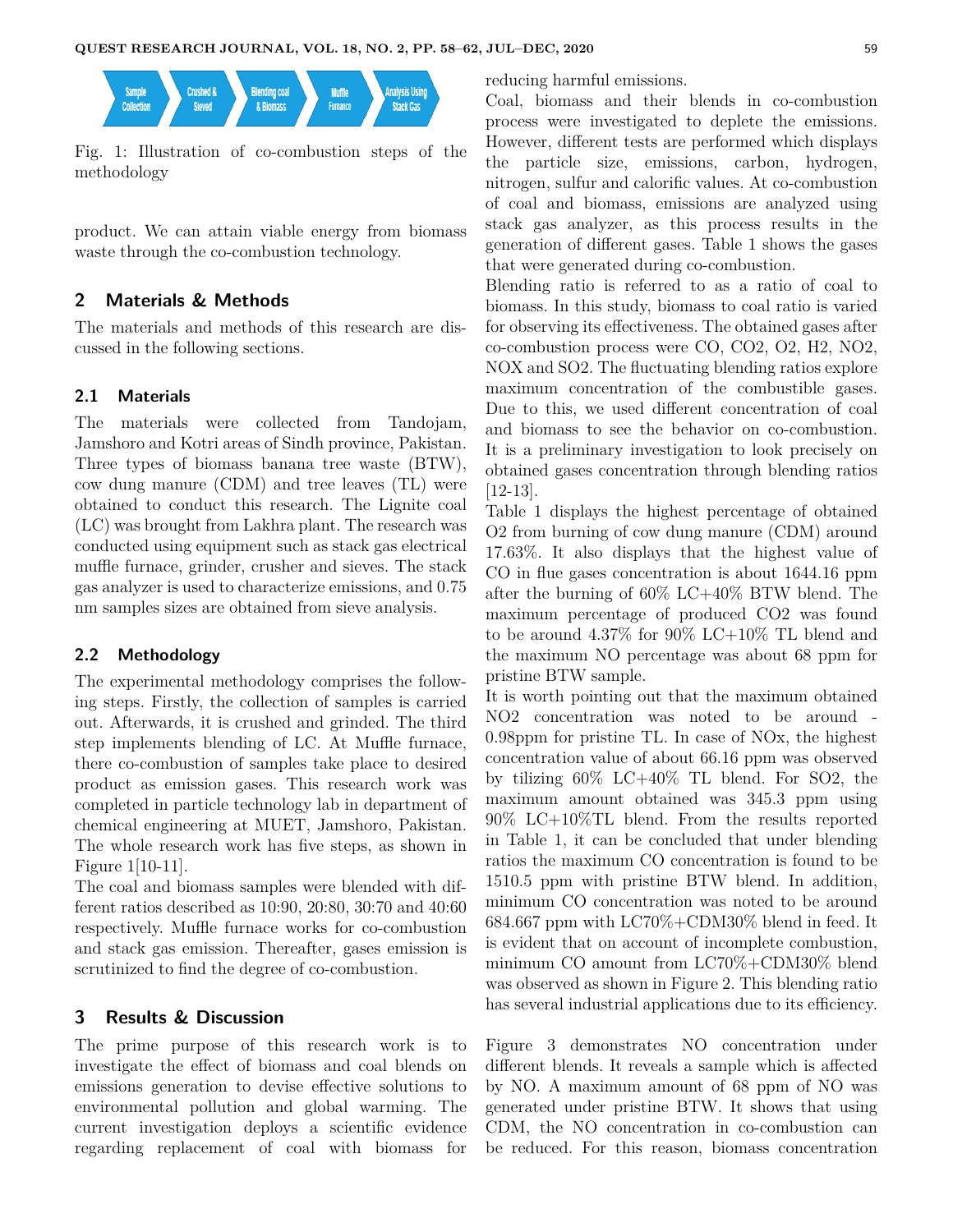Sample Collection → Crushed & Sieved → Blending coal & Biomass → Muffle Furnace → Analysis Using Stack Gas

Fig. 1: Illustration of co-combustion steps of the methodology

product. We can attain viable energy from biomass waste through the co-combustion technology.

## 2 Materials & Methods

The materials and methods of this research are discussed in the following sections.

### 2.1 Materials

The materials were collected from Tandojam, Jamshoro and Kotri areas of Sindh province, Pakistan. Three types of biomass banana tree waste (BTW), cow dung manure (CDM) and tree leaves (TL) were obtained to conduct this research. The Lignite coal (LC) was brought from Lakhra plant. The research was conducted using equipment such as stack gas electrical muffle furnace, grinder, crusher and sieves. The stack gas analyzer is used to characterize emissions, and 0.75 nm samples sizes are obtained from sieve analysis.

### 2.2 Methodology

The experimental methodology comprises the following steps. Firstly, the collection of samples is carried out. Afterwards, it is crushed and grinded. The third step implements blending of LC. At Muffle furnace, there co-combustion of samples take place to desired product as emission gases. This research work was completed in particle technology lab in department of chemical engineering at MUET, Jamshoro, Pakistan. The whole research work has five steps, as shown in Figure 1[10-11].

The coal and biomass samples were blended with different ratios described as 10:90, 20:80, 30:70 and 40:60 respectively. Muffle furnace works for co-combustion and stack gas emission. Thereafter, gases emission is scrutinized to find the degree of co-combustion.

## 3 Results & Discussion

The prime purpose of this research work is to investigate the effect of biomass and coal blends on emissions generation to devise effective solutions to environmental pollution and global warming. The current investigation deploys a scientific evidence regarding replacement of coal with biomass for reducing harmful emissions.

Coal, biomass and their blends in co-combustion process were investigated to deplete the emissions. However, different tests are performed which displays the particle size, emissions, carbon, hydrogen, nitrogen, sulfur and calorific values. At co-combustion of coal and biomass, emissions are analyzed using stack gas analyzer, as this process results in the generation of different gases. Table 1 shows the gases that were generated during co-combustion.

Blending ratio is referred to as a ratio of coal to biomass. In this study, biomass to coal ratio is varied for observing its effectiveness. The obtained gases after co-combustion process were CO, $CO_2$, $O_2$, $H_2$, $NO_2$, NOX and $SO_2$. The fluctuating blending ratios explore maximum concentration of the combustible gases. Due to this, we used different concentration of coal and biomass to see the behavior on co-combustion. It is a preliminary investigation to look precisely on obtained gases concentration through blending ratios [12-13].

Table 1 displays the highest percentage of obtained $O_2$ from burning of cow dung manure (CDM) around 17.63%. It also displays that the highest value of CO in flue gases concentration is about 1644.16 ppm after the burning of 60% LC+40% BTW blend. The maximum percentage of produced $CO_2$ was found to be around 4.37% for 90% LC+10% TL blend and the maximum NO percentage was about 68 ppm for pristine BTW sample.

It is worth pointing out that the maximum obtained $NO_2$ concentration was noted to be around -0.98ppm for pristine TL. In case of NOx, the highest concentration value of about 66.16 ppm was observed by tilizing 60% LC+40% TL blend. For $SO_2$, the maximum amount obtained was 345.3 ppm using 90% LC+10%TL blend. From the results reported in Table 1, it can be concluded that under blending ratios the maximum CO concentration is found to be 1510.5 ppm with pristine BTW blend. In addition, minimum CO concentration was noted to be around 684.667 ppm with LC70%+CDM30% blend in feed. It is evident that on account of incomplete combustion, minimum CO amount from LC70%+CDM30% blend was observed as shown in Figure 2. This blending ratio has several industrial applications due to its efficiency.

Figure 3 demonstrates NO concentration under different blends. It reveals a sample which is affected by NO. A maximum amount of 68 ppm of NO was generated under pristine BTW. It shows that using CDM, the NO concentration in co-combustion can be reduced. For this reason, biomass concentration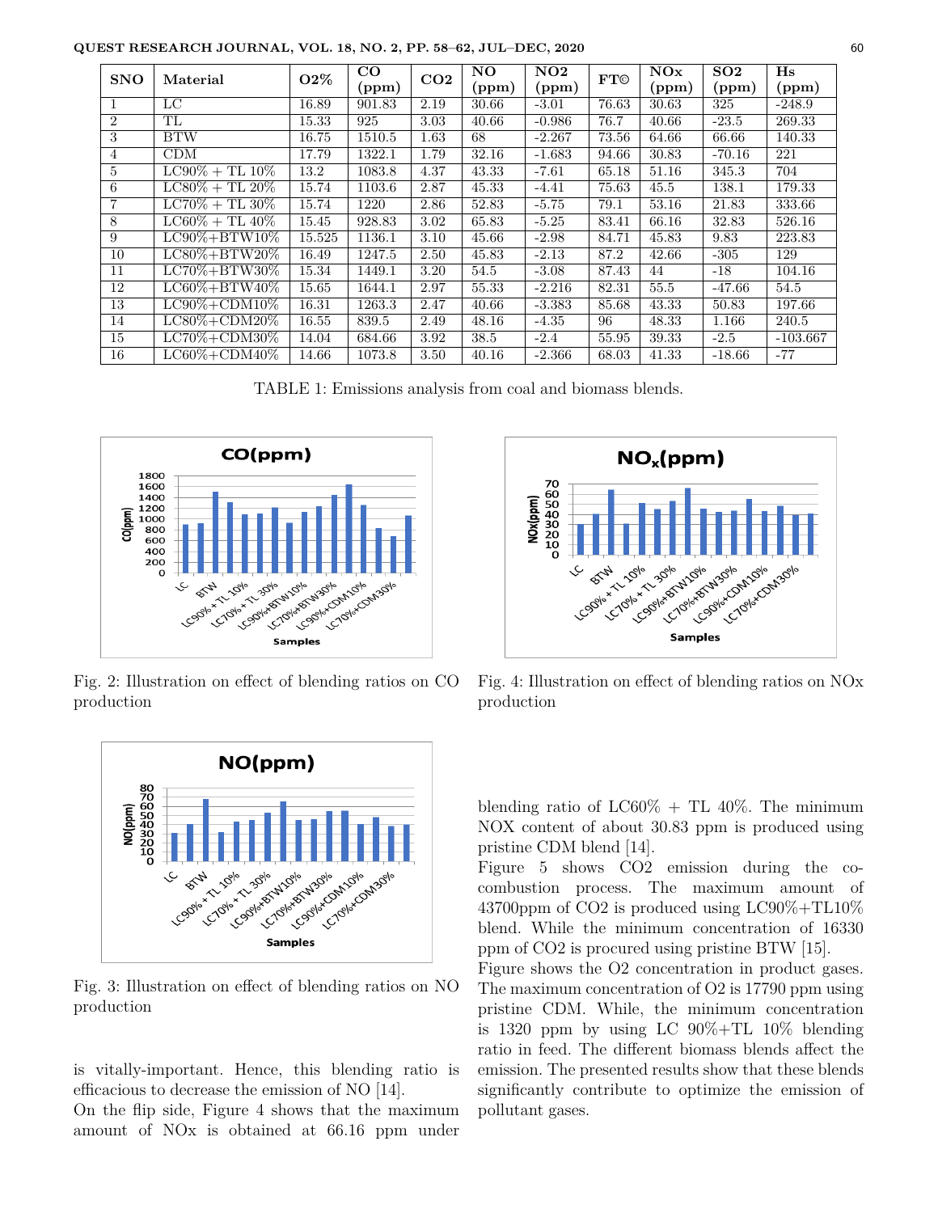| SNO | Material | O2% | CO (ppm) | CO2 | NO (ppm) | NO2 (ppm) | FT© | NOx (ppm) | SO2 (ppm) | Hs (ppm) |
|---|---|---|---|---|---|---|---|---|---|---|
| 1 | LC | 16.89 | 901.83 | 2.19 | 30.66 | -3.01 | 76.63 | 30.63 | 325 | -248.9 |
| 2 | TL | 15.33 | 925 | 3.03 | 40.66 | -0.986 | 76.7 | 40.66 | -23.5 | 269.33 |
| 3 | BTW | 16.75 | 1510.5 | 1.63 | 68 | -2.267 | 73.56 | 64.66 | 66.66 | 140.33 |
| 4 | CDM | 17.79 | 1322.1 | 1.79 | 32.16 | -1.683 | 94.66 | 30.83 | -70.16 | 221 |
| 5 | LC90% + TL 10% | 13.2 | 1083.8 | 4.37 | 43.33 | -7.61 | 65.18 | 51.16 | 345.3 | 704 |
| 6 | LC80% + TL 20% | 15.74 | 1103.6 | 2.87 | 45.33 | -4.41 | 75.63 | 45.5 | 138.1 | 179.33 |
| 7 | LC70% + TL 30% | 15.74 | 1220 | 2.86 | 52.83 | -5.75 | 79.1 | 53.16 | 21.83 | 333.66 |
| 8 | LC60% + TL 40% | 15.45 | 928.83 | 3.02 | 65.83 | -5.25 | 83.41 | 66.16 | 32.83 | 526.16 |
| 9 | LC90%+BTW10% | 15.525 | 1136.1 | 3.10 | 45.66 | -2.98 | 84.71 | 45.83 | 9.83 | 223.83 |
| 10 | LC80%+BTW20% | 16.49 | 1247.5 | 2.50 | 45.83 | -2.13 | 87.2 | 42.66 | -305 | 129 |
| 11 | LC70%+BTW30% | 15.34 | 1449.1 | 3.20 | 54.5 | -3.08 | 87.43 | 44 | -18 | 104.16 |
| 12 | LC60%+BTW40% | 15.65 | 1644.1 | 2.97 | 55.33 | -2.216 | 82.31 | 55.5 | -47.66 | 54.5 |
| 13 | LC90%+CDM10% | 16.31 | 1263.3 | 2.47 | 40.66 | -3.383 | 85.68 | 43.33 | 50.83 | 197.66 |
| 14 | LC80%+CDM20% | 16.55 | 839.5 | 2.49 | 48.16 | -4.35 | 96 | 48.33 | 1.166 | 240.5 |
| 15 | LC70%+CDM30% | 14.04 | 684.66 | 3.92 | 38.5 | -2.4 | 55.95 | 39.33 | -2.5 | -103.667 |
| 16 | LC60%+CDM40% | 14.66 | 1073.8 | 3.50 | 40.16 | -2.366 | 68.03 | 41.33 | -18.66 | -77 |

TABLE 1: Emissions analysis from coal and biomass blends.

Fig. 2: Illustration on effect of blending ratios on CO production

Fig. 3: Illustration on effect of blending ratios on NO production

is vitally-important. Hence, this blending ratio is efficacious to decrease the emission of NO [14].

On the flip side, Figure 4 shows that the maximum amount of NOx is obtained at 66.16 ppm under blending ratio of LC60% + TL 40%. The minimum NOX content of about 30.83 ppm is produced using pristine CDM blend [14].

Fig. 4: Illustration on effect of blending ratios on NOx production

Figure 5 shows $CO_2$ emission during the co-combustion process. The maximum amount of 43700ppm of $CO_2$ is produced using LC90%+TL10% blend. While the minimum concentration of 16330 ppm of $CO_2$ is procured using pristine BTW [15].

Figure shows the $O_2$ concentration in product gases. The maximum concentration of $O_2$ is 17790 ppm using pristine CDM. While, the minimum concentration is 1320 ppm by using LC 90%+TL 10% blending ratio in feed. The different biomass blends affect the emission. The presented results show that these blends significantly contribute to optimize the emission of pollutant gases.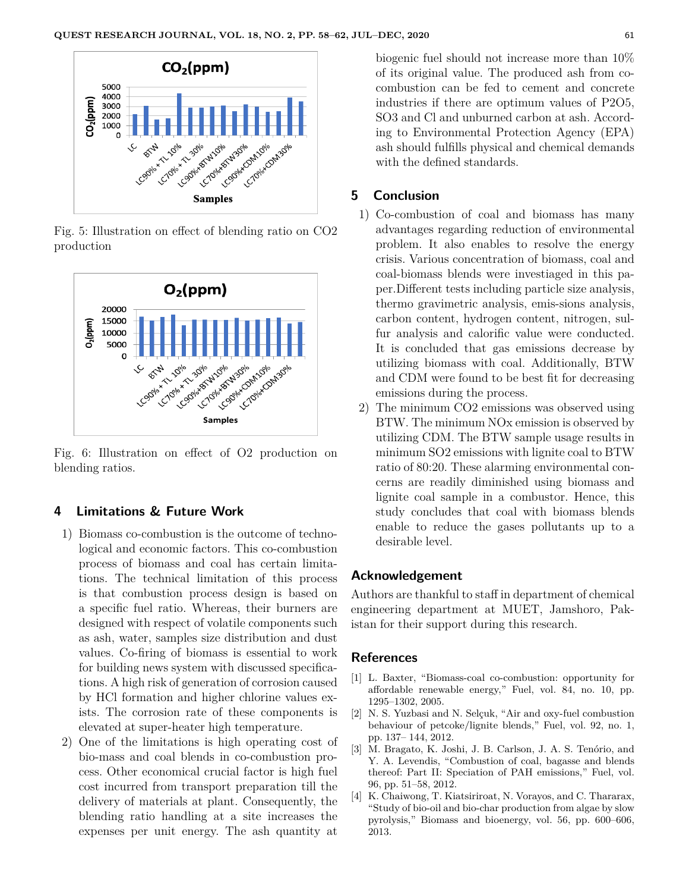Fig. 5: Illustration on effect of blending ratio on CO2 production

Fig. 6: Illustration on effect of O2 production on blending ratios.

## 4 Limitations & Future Work

1) Biomass co-combustion is the outcome of technological and economic factors. This co-combustion process of biomass and coal has certain limitations. The technical limitation of this process is that combustion process design is based on a specific fuel ratio. Whereas, their burners are designed with respect of volatile components such as ash, water, samples size distribution and dust values. Co-firing of biomass is essential to work for building news system with discussed specifications. A high risk of generation of corrosion caused by HCl formation and higher chlorine values exists. The corrosion rate of these components is elevated at super-heater high temperature.
2) One of the limitations is high operating cost of bio-mass and coal blends in co-combustion process. Other economical crucial factor is high fuel cost incurred from transport preparation till the delivery of materials at plant. Consequently, the blending ratio handling at a site increases the expenses per unit energy. The ash quantity at biogenic fuel should not increase more than 10% of its original value. The produced ash from co-combustion can be fed to cement and concrete industries if there are optimum values of P2O5, SO3 and Cl and unburned carbon at ash. According to Environmental Protection Agency (EPA) ash should fulfills physical and chemical demands with the defined standards.

## 5 Conclusion

1) Co-combustion of coal and biomass has many advantages regarding reduction of environmental problem. It also enables to resolve the energy crisis. Various concentration of biomass, coal and coal-biomass blends were investiaged in this paper.Different tests including particle size analysis, thermo gravimetric analysis, emis-sions analysis, carbon content, hydrogen content, nitrogen, sulfur analysis and calorific value were conducted. It is concluded that gas emissions decrease by utilizing biomass with coal. Additionally, BTW and CDM were found to be best fit for decreasing emissions during the process.
2) The minimum CO2 emissions was observed using BTW. The minimum NOx emission is observed by utilizing CDM. The BTW sample usage results in minimum SO2 emissions with lignite coal to BTW ratio of 80:20. These alarming environmental concerns are readily diminished using biomass and lignite coal sample in a combustor. Hence, this study concludes that coal with biomass blends enable to reduce the gases pollutants up to a desirable level.

## Acknowledgement

Authors are thankful to staff in department of chemical engineering department at MUET, Jamshoro, Pakistan for their support during this research.

## References

[1] L. Baxter, "Biomass-coal co-combustion: opportunity for affordable renewable energy," Fuel, vol. 84, no. 10, pp. 1295–1302, 2005.

[2] N. S. Yuzbasi and N. Selçuk, "Air and oxy-fuel combustion behaviour of petcoke/lignite blends," Fuel, vol. 92, no. 1, pp. 137– 144, 2012.

[3] M. Bragato, K. Joshi, J. B. Carlson, J. A. S. Tenório, and Y. A. Levendis, "Combustion of coal, bagasse and blends thereof: Part II: Speciation of PAH emissions," Fuel, vol. 96, pp. 51–58, 2012.

[4] K. Chaiwong, T. Kiatsiriroat, N. Vorayos, and C. Thararax, "Study of bio-oil and bio-char production from algae by slow pyrolysis," Biomass and bioenergy, vol. 56, pp. 600–606, 2013.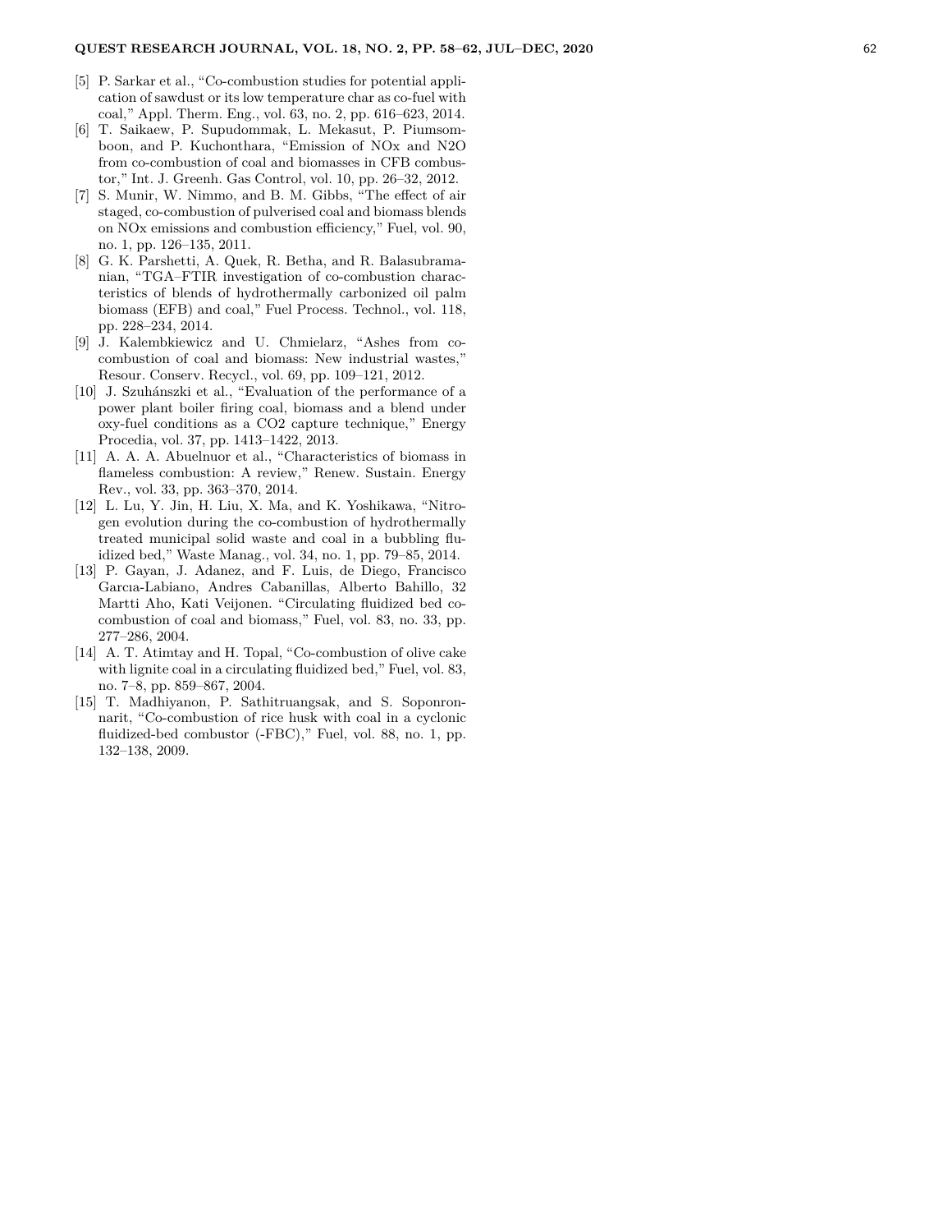[5] P. Sarkar et al., "Co-combustion studies for potential application of sawdust or its low temperature char as co-fuel with coal," Appl. Therm. Eng., vol. 63, no. 2, pp. 616–623, 2014.

[6] T. Saikaew, P. Supudommak, L. Mekasut, P. Piumsomboon, and P. Kuchonthara, "Emission of NOx and N2O from co-combustion of coal and biomasses in CFB combustor," Int. J. Greenh. Gas Control, vol. 10, pp. 26–32, 2012.

[7] S. Munir, W. Nimmo, and B. M. Gibbs, "The effect of air staged, co-combustion of pulverised coal and biomass blends on NOx emissions and combustion efficiency," Fuel, vol. 90, no. 1, pp. 126–135, 2011.

[8] G. K. Parshetti, A. Quek, R. Betha, and R. Balasubramanian, "TGA–FTIR investigation of co-combustion characteristics of blends of hydrothermally carbonized oil palm biomass (EFB) and coal," Fuel Process. Technol., vol. 118, pp. 228–234, 2014.

[9] J. Kalembkiewicz and U. Chmielarz, "Ashes from co-combustion of coal and biomass: New industrial wastes," Resour. Conserv. Recycl., vol. 69, pp. 109–121, 2012.

[10] J. Szuhánszki et al., "Evaluation of the performance of a power plant boiler firing coal, biomass and a blend under oxy-fuel conditions as a CO2 capture technique," Energy Procedia, vol. 37, pp. 1413–1422, 2013.

[11] A. A. A. Abuelnuor et al., "Characteristics of biomass in flameless combustion: A review," Renew. Sustain. Energy Rev., vol. 33, pp. 363–370, 2014.

[12] L. Lu, Y. Jin, H. Liu, X. Ma, and K. Yoshikawa, "Nitrogen evolution during the co-combustion of hydrothermally treated municipal solid waste and coal in a bubbling fluidized bed," Waste Manag., vol. 34, no. 1, pp. 79–85, 2014.

[13] P. Gayan, J. Adanez, and F. Luis, de Diego, Francisco Garcıa-Labiano, Andres Cabanillas, Alberto Bahillo, 32 Martti Aho, Kati Veijonen. "Circulating fluidized bed co-combustion of coal and biomass," Fuel, vol. 83, no. 33, pp. 277–286, 2004.

[14] A. T. Atimtay and H. Topal, "Co-combustion of olive cake with lignite coal in a circulating fluidized bed," Fuel, vol. 83, no. 7–8, pp. 859–867, 2004.

[15] T. Madhiyanon, P. Sathitruangsak, and S. Soponronnarit, "Co-combustion of rice husk with coal in a cyclonic fluidized-bed combustor (-FBC)," Fuel, vol. 88, no. 1, pp. 132–138, 2009.